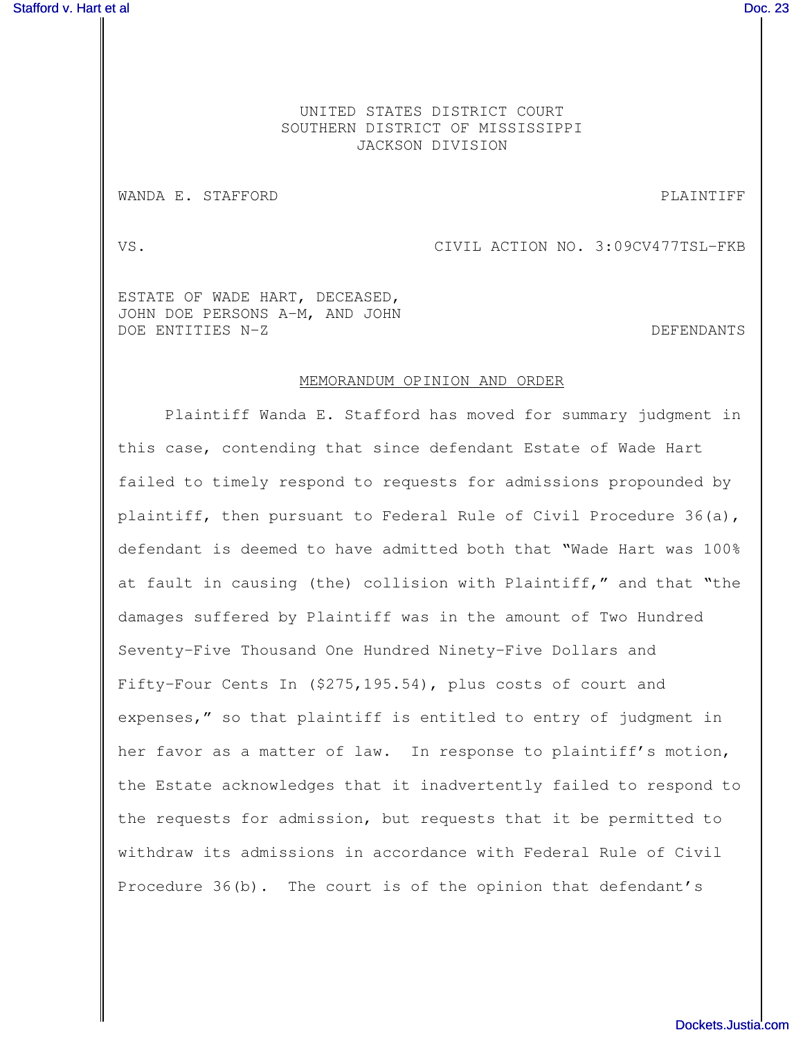UNITED STATES DISTRICT COURT
SOUTHERN DISTRICT OF MISSISSIPPI
JACKSON DIVISION

WANDA E. STAFFORD — PLAINTIFF

VS. — CIVIL ACTION NO. 3:09CV477TSL-FKB

ESTATE OF WADE HART, DECEASED, JOHN DOE PERSONS A-M, AND JOHN DOE ENTITIES N-Z — DEFENDANTS

## MEMORANDUM OPINION AND ORDER

Plaintiff Wanda E. Stafford has moved for summary judgment in this case, contending that since defendant Estate of Wade Hart failed to timely respond to requests for admissions propounded by plaintiff, then pursuant to Federal Rule of Civil Procedure 36(a), defendant is deemed to have admitted both that "Wade Hart was 100% at fault in causing (the) collision with Plaintiff," and that "the damages suffered by Plaintiff was in the amount of Two Hundred Seventy-Five Thousand One Hundred Ninety-Five Dollars and Fifty-Four Cents In ($275,195.54), plus costs of court and expenses," so that plaintiff is entitled to entry of judgment in her favor as a matter of law. In response to plaintiff's motion, the Estate acknowledges that it inadvertently failed to respond to the requests for admission, but requests that it be permitted to withdraw its admissions in accordance with Federal Rule of Civil Procedure 36(b). The court is of the opinion that defendant's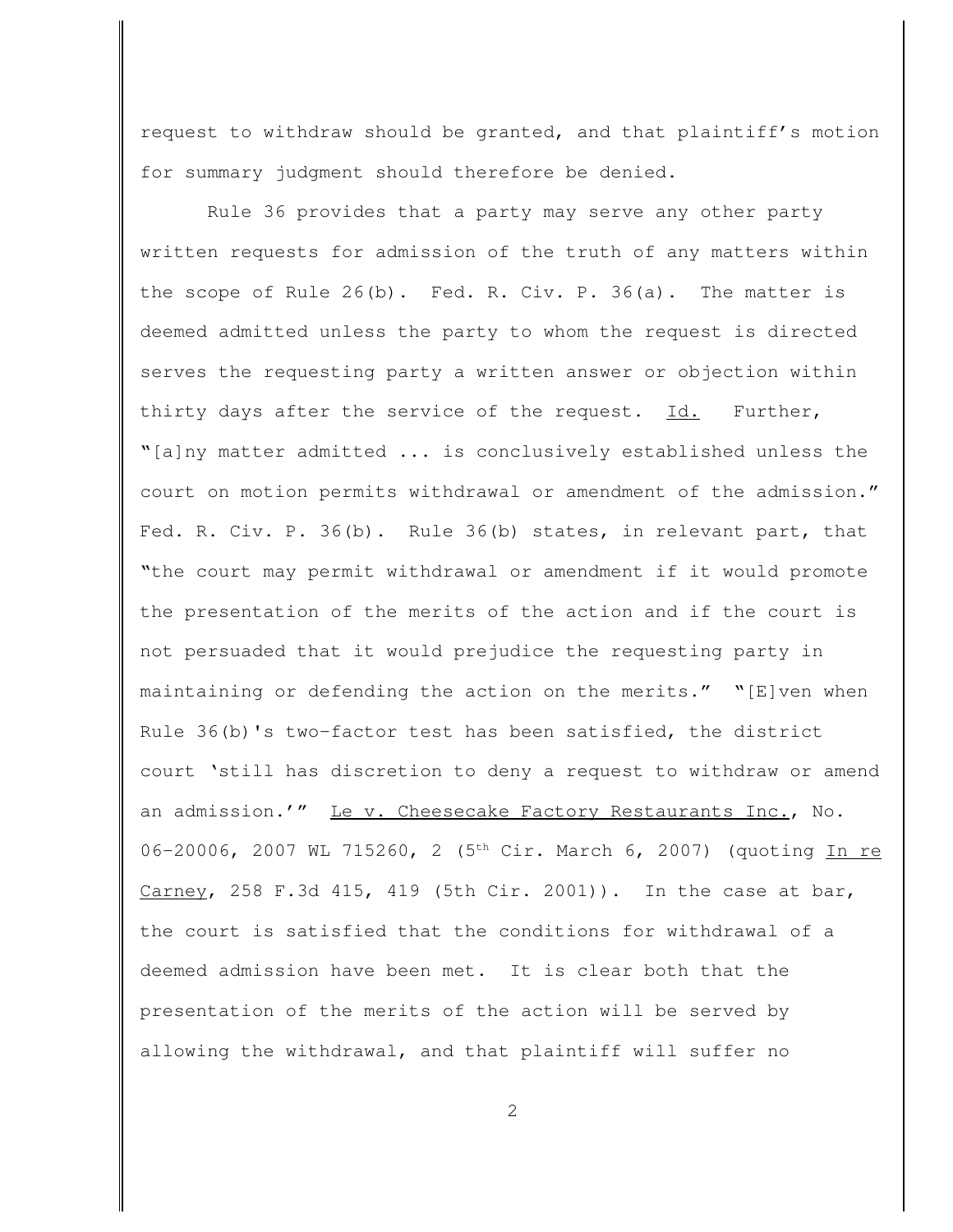request to withdraw should be granted, and that plaintiff's motion for summary judgment should therefore be denied.

Rule 36 provides that a party may serve any other party written requests for admission of the truth of any matters within the scope of Rule 26(b). Fed. R. Civ. P. 36(a). The matter is deemed admitted unless the party to whom the request is directed serves the requesting party a written answer or objection within thirty days after the service of the request. Id. Further, "[a]ny matter admitted ... is conclusively established unless the court on motion permits withdrawal or amendment of the admission." Fed. R. Civ. P. 36(b). Rule 36(b) states, in relevant part, that "the court may permit withdrawal or amendment if it would promote the presentation of the merits of the action and if the court is not persuaded that it would prejudice the requesting party in maintaining or defending the action on the merits." "[E]ven when Rule 36(b)'s two-factor test has been satisfied, the district court 'still has discretion to deny a request to withdraw or amend an admission.'" Le v. Cheesecake Factory Restaurants Inc., No. 06-20006, 2007 WL 715260, 2 (5th Cir. March 6, 2007) (quoting In re Carney, 258 F.3d 415, 419 (5th Cir. 2001)). In the case at bar, the court is satisfied that the conditions for withdrawal of a deemed admission have been met. It is clear both that the presentation of the merits of the action will be served by allowing the withdrawal, and that plaintiff will suffer no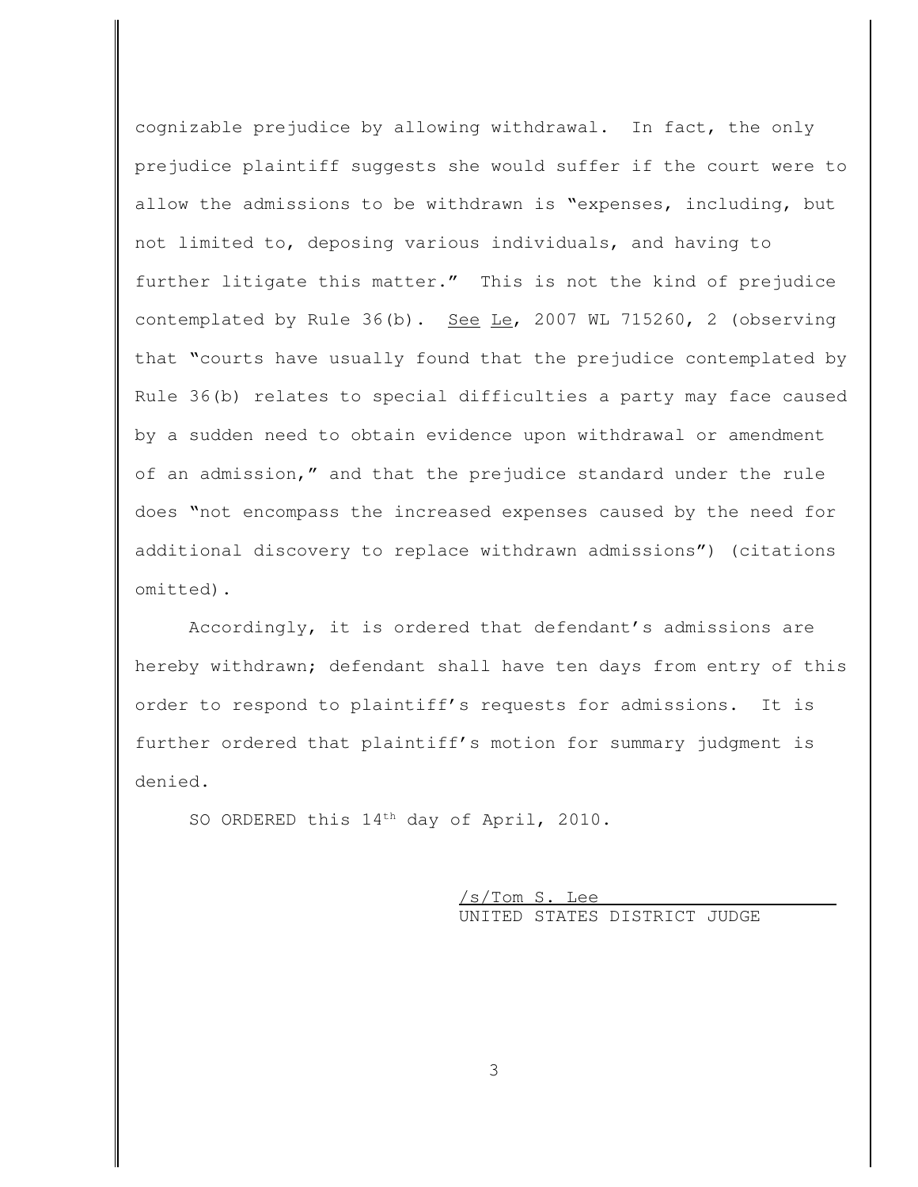cognizable prejudice by allowing withdrawal. In fact, the only prejudice plaintiff suggests she would suffer if the court were to allow the admissions to be withdrawn is "expenses, including, but not limited to, deposing various individuals, and having to further litigate this matter." This is not the kind of prejudice contemplated by Rule 36(b). See Le, 2007 WL 715260, 2 (observing that "courts have usually found that the prejudice contemplated by Rule 36(b) relates to special difficulties a party may face caused by a sudden need to obtain evidence upon withdrawal or amendment of an admission," and that the prejudice standard under the rule does "not encompass the increased expenses caused by the need for additional discovery to replace withdrawn admissions") (citations omitted).

Accordingly, it is ordered that defendant's admissions are hereby withdrawn; defendant shall have ten days from entry of this order to respond to plaintiff's requests for admissions. It is further ordered that plaintiff's motion for summary judgment is denied.

SO ORDERED this 14th day of April, 2010.

/s/Tom S. Lee
UNITED STATES DISTRICT JUDGE